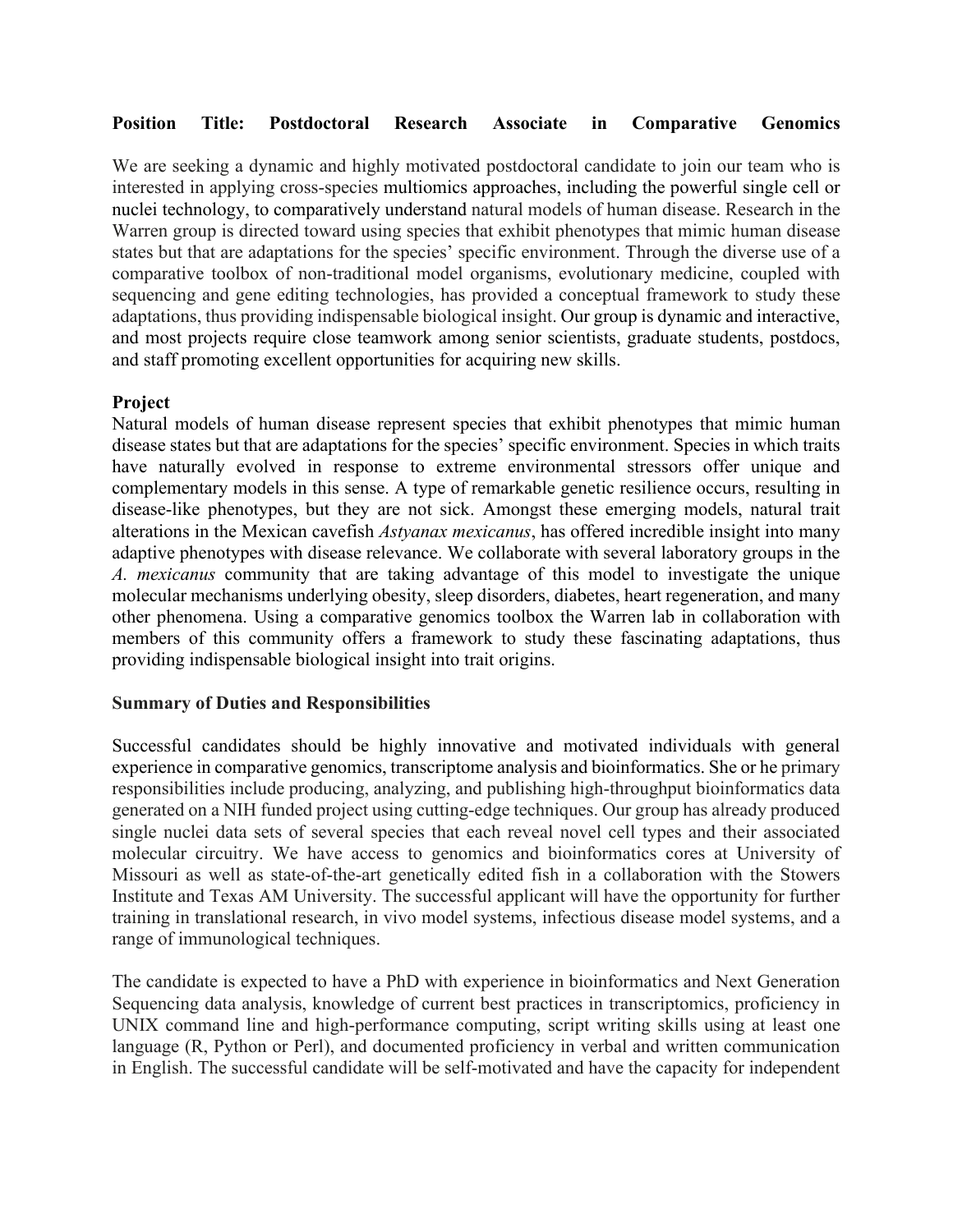**Position Title: Postdoctoral Research Associate in Comparative Genomics**

We are seeking a dynamic and highly motivated postdoctoral candidate to join our team who is interested in applying cross-species multiomics approaches, including the powerful single cell or nuclei technology, to comparatively understand natural models of human disease. Research in the Warren group is directed toward using species that exhibit phenotypes that mimic human disease states but that are adaptations for the species' specific environment. Through the diverse use of a comparative toolbox of non-traditional model organisms, evolutionary medicine, coupled with sequencing and gene editing technologies, has provided a conceptual framework to study these adaptations, thus providing indispensable biological insight. Our group is dynamic and interactive, and most projects require close teamwork among senior scientists, graduate students, postdocs, and staff promoting excellent opportunities for acquiring new skills.

**Project**

Natural models of human disease represent species that exhibit phenotypes that mimic human disease states but that are adaptations for the species' specific environment. Species in which traits have naturally evolved in response to extreme environmental stressors offer unique and complementary models in this sense. A type of remarkable genetic resilience occurs, resulting in disease-like phenotypes, but they are not sick. Amongst these emerging models, natural trait alterations in the Mexican cavefish *Astyanax mexicanus*, has offered incredible insight into many adaptive phenotypes with disease relevance. We collaborate with several laboratory groups in the *A. mexicanus* community that are taking advantage of this model to investigate the unique molecular mechanisms underlying obesity, sleep disorders, diabetes, heart regeneration, and many other phenomena. Using a comparative genomics toolbox the Warren lab in collaboration with members of this community offers a framework to study these fascinating adaptations, thus providing indispensable biological insight into trait origins.

**Summary of Duties and Responsibilities**

Successful candidates should be highly innovative and motivated individuals with general experience in comparative genomics, transcriptome analysis and bioinformatics. She or he primary responsibilities include producing, analyzing, and publishing high-throughput bioinformatics data generated on a NIH funded project using cutting-edge techniques. Our group has already produced single nuclei data sets of several species that each reveal novel cell types and their associated molecular circuitry. We have access to genomics and bioinformatics cores at University of Missouri as well as state-of-the-art genetically edited fish in a collaboration with the Stowers Institute and Texas AM University. The successful applicant will have the opportunity for further training in translational research, in vivo model systems, infectious disease model systems, and a range of immunological techniques.

The candidate is expected to have a PhD with experience in bioinformatics and Next Generation Sequencing data analysis, knowledge of current best practices in transcriptomics, proficiency in UNIX command line and high-performance computing, script writing skills using at least one language (R, Python or Perl), and documented proficiency in verbal and written communication in English. The successful candidate will be self-motivated and have the capacity for independent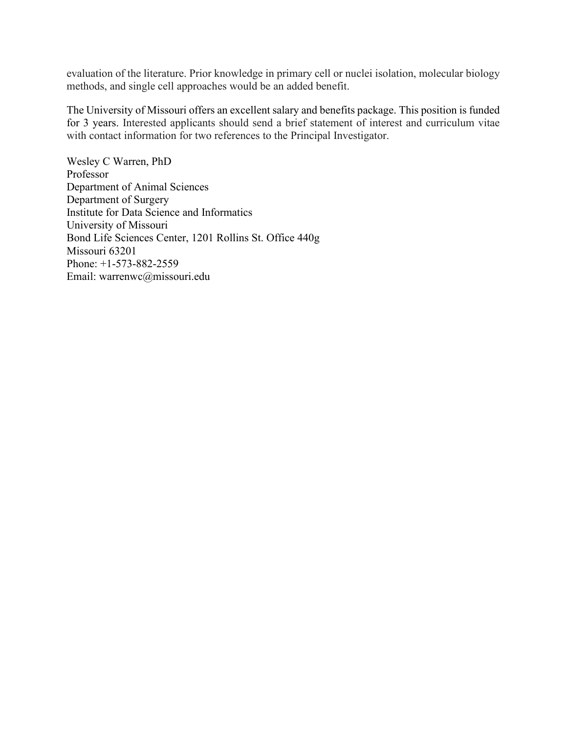evaluation of the literature. Prior knowledge in primary cell or nuclei isolation, molecular biology methods, and single cell approaches would be an added benefit.

The University of Missouri offers an excellent salary and benefits package. This position is funded for 3 years. Interested applicants should send a brief statement of interest and curriculum vitae with contact information for two references to the Principal Investigator.

Wesley C Warren, PhD
Professor
Department of Animal Sciences
Department of Surgery
Institute for Data Science and Informatics
University of Missouri
Bond Life Sciences Center, 1201 Rollins St. Office 440g
Missouri 63201
Phone: +1-573-882-2559
Email: warrenwc@missouri.edu